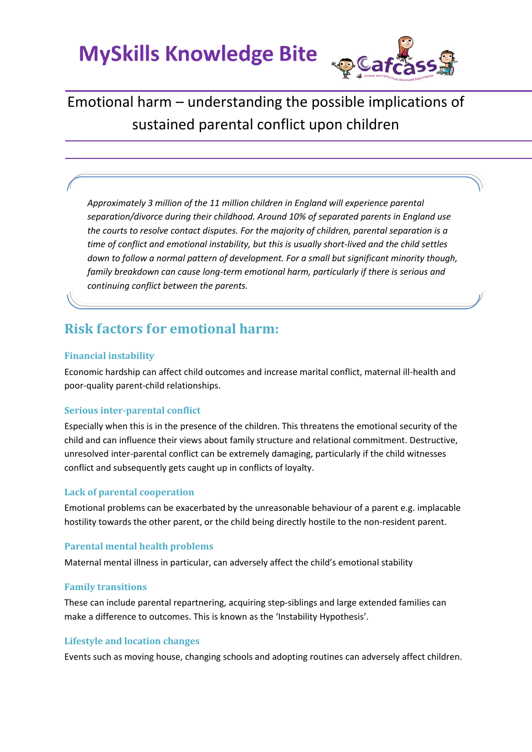# MySkills Knowledge Bite

## Emotional harm – understanding the possible implications of sustained parental conflict upon children

*Approximately 3 million of the 11 million children in England will experience parental separation/divorce during their childhood. Around 10% of separated parents in England use the courts to resolve contact disputes. For the majority of children, parental separation is a time of conflict and emotional instability, but this is usually short-lived and the child settles down to follow a normal pattern of development. For a small but significant minority though, family breakdown can cause long-term emotional harm, particularly if there is serious and continuing conflict between the parents.*

## Risk factors for emotional harm:

### Financial instability

Economic hardship can affect child outcomes and increase marital conflict, maternal ill-health and poor-quality parent-child relationships.

### Serious inter-parental conflict

Especially when this is in the presence of the children. This threatens the emotional security of the child and can influence their views about family structure and relational commitment. Destructive, unresolved inter-parental conflict can be extremely damaging, particularly if the child witnesses conflict and subsequently gets caught up in conflicts of loyalty.

### Lack of parental cooperation

Emotional problems can be exacerbated by the unreasonable behaviour of a parent e.g. implacable hostility towards the other parent, or the child being directly hostile to the non-resident parent.

### Parental mental health problems

Maternal mental illness in particular, can adversely affect the child's emotional stability

### Family transitions

These can include parental repartnering, acquiring step-siblings and large extended families can make a difference to outcomes. This is known as the 'Instability Hypothesis'.

### Lifestyle and location changes

Events such as moving house, changing schools and adopting routines can adversely affect children.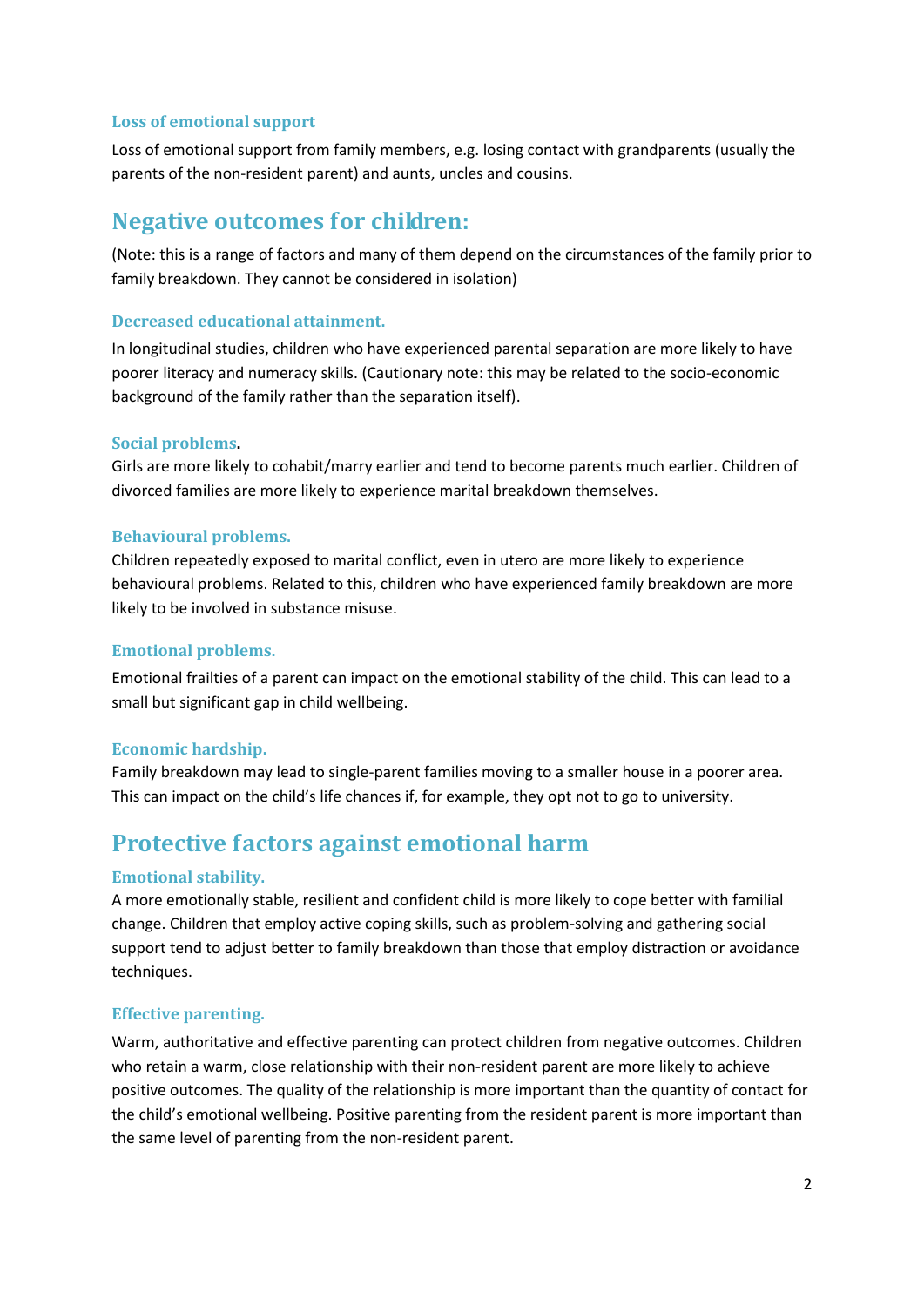### Loss of emotional support

Loss of emotional support from family members, e.g. losing contact with grandparents (usually the parents of the non-resident parent) and aunts, uncles and cousins.

## Negative outcomes for children:

(Note: this is a range of factors and many of them depend on the circumstances of the family prior to family breakdown. They cannot be considered in isolation)

### Decreased educational attainment.

In longitudinal studies, children who have experienced parental separation are more likely to have poorer literacy and numeracy skills. (Cautionary note: this may be related to the socio-economic background of the family rather than the separation itself).

### Social problems.

Girls are more likely to cohabit/marry earlier and tend to become parents much earlier. Children of divorced families are more likely to experience marital breakdown themselves.

### Behavioural problems.

Children repeatedly exposed to marital conflict, even in utero are more likely to experience behavioural problems. Related to this, children who have experienced family breakdown are more likely to be involved in substance misuse.

### Emotional problems.

Emotional frailties of a parent can impact on the emotional stability of the child. This can lead to a small but significant gap in child wellbeing.

### Economic hardship.

Family breakdown may lead to single-parent families moving to a smaller house in a poorer area. This can impact on the child's life chances if, for example, they opt not to go to university.

## Protective factors against emotional harm

### Emotional stability.

A more emotionally stable, resilient and confident child is more likely to cope better with familial change. Children that employ active coping skills, such as problem-solving and gathering social support tend to adjust better to family breakdown than those that employ distraction or avoidance techniques.

### Effective parenting.

Warm, authoritative and effective parenting can protect children from negative outcomes. Children who retain a warm, close relationship with their non-resident parent are more likely to achieve positive outcomes. The quality of the relationship is more important than the quantity of contact for the child's emotional wellbeing. Positive parenting from the resident parent is more important than the same level of parenting from the non-resident parent.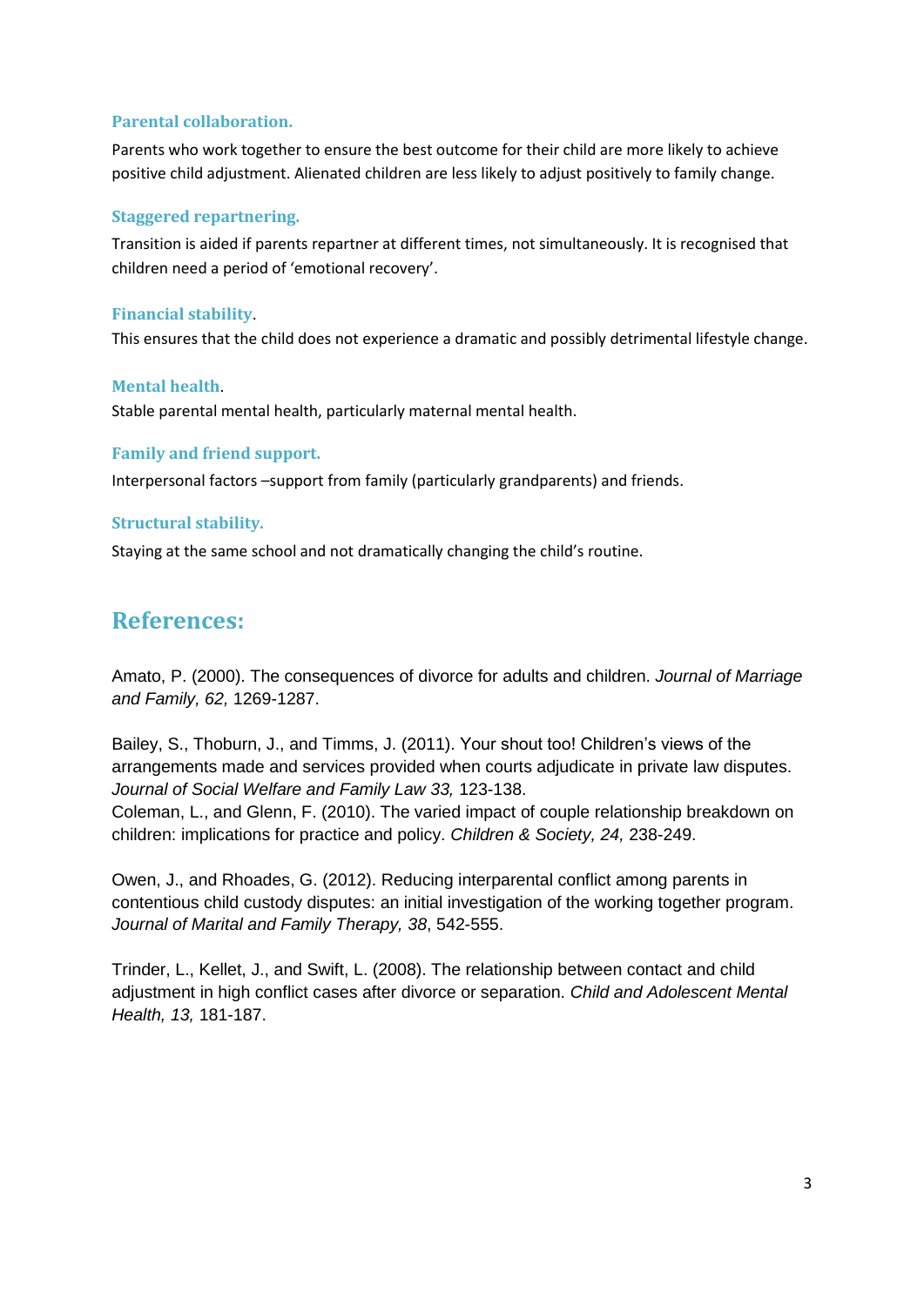### Parental collaboration.

Parents who work together to ensure the best outcome for their child are more likely to achieve positive child adjustment. Alienated children are less likely to adjust positively to family change.

### Staggered repartnering.

Transition is aided if parents repartner at different times, not simultaneously. It is recognised that children need a period of 'emotional recovery'.

### Financial stability.

This ensures that the child does not experience a dramatic and possibly detrimental lifestyle change.

### Mental health.

Stable parental mental health, particularly maternal mental health.

### Family and friend support.

Interpersonal factors –support from family (particularly grandparents) and friends.

### Structural stability.

Staying at the same school and not dramatically changing the child's routine.

## References:

Amato, P. (2000). The consequences of divorce for adults and children. *Journal of Marriage and Family, 62,* 1269-1287.

Bailey, S., Thoburn, J., and Timms, J. (2011). Your shout too! Children's views of the arrangements made and services provided when courts adjudicate in private law disputes. *Journal of Social Welfare and Family Law 33,* 123-138.

Coleman, L., and Glenn, F. (2010). The varied impact of couple relationship breakdown on children: implications for practice and policy. *Children & Society, 24,* 238-249.

Owen, J., and Rhoades, G. (2012). Reducing interparental conflict among parents in contentious child custody disputes: an initial investigation of the working together program. *Journal of Marital and Family Therapy, 38*, 542-555.

Trinder, L., Kellet, J., and Swift, L. (2008). The relationship between contact and child adjustment in high conflict cases after divorce or separation. *Child and Adolescent Mental Health, 13,* 181-187.